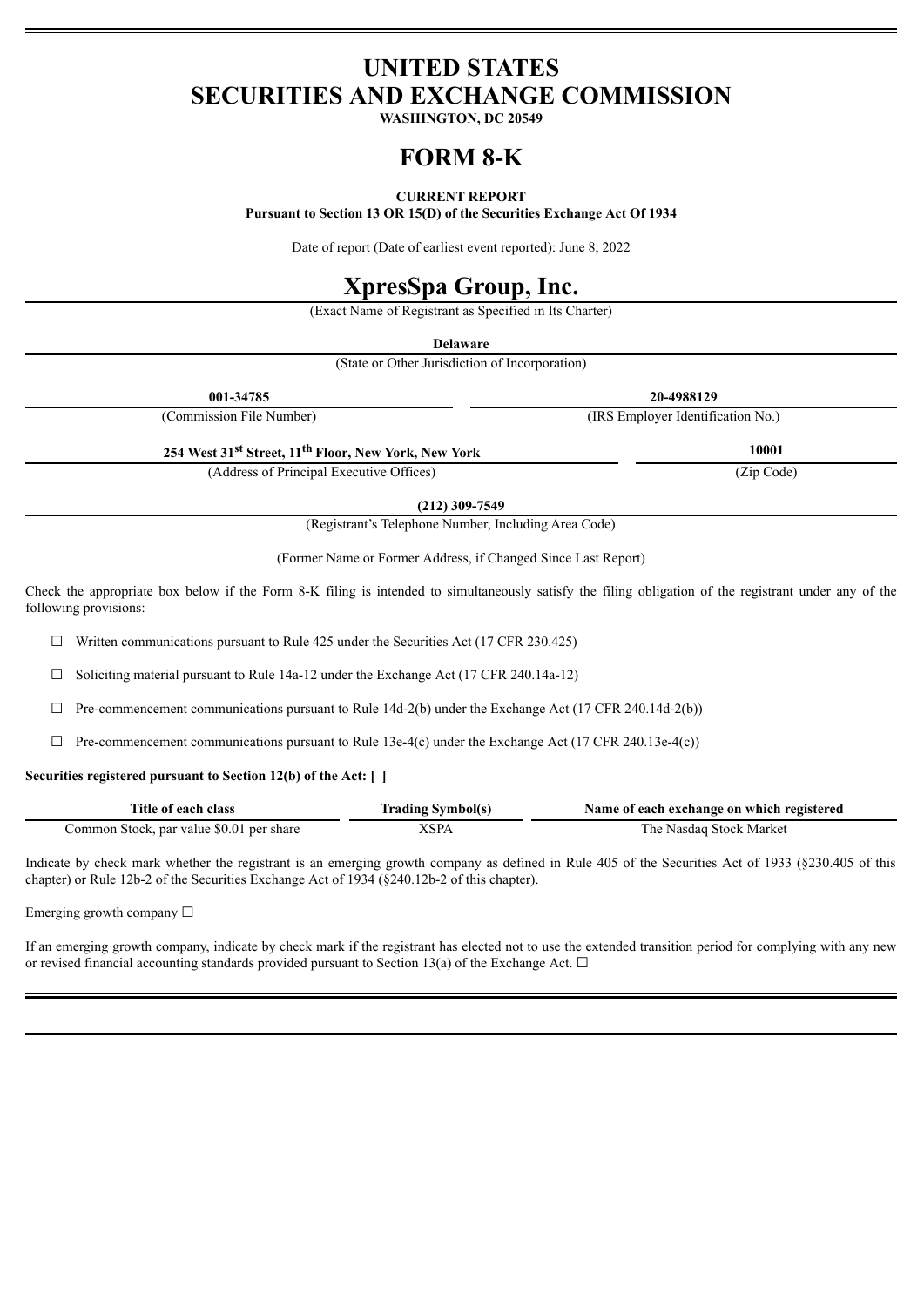# UNITED STATES
# SECURITIES AND EXCHANGE COMMISSION

**WASHINGTON, DC 20549**

# FORM 8-K

**CURRENT REPORT**

**Pursuant to Section 13 OR 15(D) of the Securities Exchange Act Of 1934**

Date of report (Date of earliest event reported): June 8, 2022

# XpresSpa Group, Inc.

(Exact Name of Registrant as Specified in Its Charter)

**Delaware**

(State or Other Jurisdiction of Incorporation)

| **001-34785** | **20-4988129** |
|---|---|
| (Commission File Number) | (IRS Employer Identification No.) |

| **254 West 31st Street, 11th Floor, New York, New York** | **10001** |
|---|---|
| (Address of Principal Executive Offices) | (Zip Code) |

**(212) 309-7549**

(Registrant's Telephone Number, Including Area Code)

(Former Name or Former Address, if Changed Since Last Report)

Check the appropriate box below if the Form 8-K filing is intended to simultaneously satisfy the filing obligation of the registrant under any of the following provisions:

☐ Written communications pursuant to Rule 425 under the Securities Act (17 CFR 230.425)

☐ Soliciting material pursuant to Rule 14a-12 under the Exchange Act (17 CFR 240.14a-12)

☐ Pre-commencement communications pursuant to Rule 14d-2(b) under the Exchange Act (17 CFR 240.14d-2(b))

☐ Pre-commencement communications pursuant to Rule 13e-4(c) under the Exchange Act (17 CFR 240.13e-4(c))

**Securities registered pursuant to Section 12(b) of the Act: [ ]**

| Title of each class | Trading Symbol(s) | Name of each exchange on which registered |
|---|---|---|
| Common Stock, par value $0.01 per share | XSPA | The Nasdaq Stock Market |

Indicate by check mark whether the registrant is an emerging growth company as defined in Rule 405 of the Securities Act of 1933 (§230.405 of this chapter) or Rule 12b-2 of the Securities Exchange Act of 1934 (§240.12b-2 of this chapter).

Emerging growth company ☐

If an emerging growth company, indicate by check mark if the registrant has elected not to use the extended transition period for complying with any new or revised financial accounting standards provided pursuant to Section 13(a) of the Exchange Act. ☐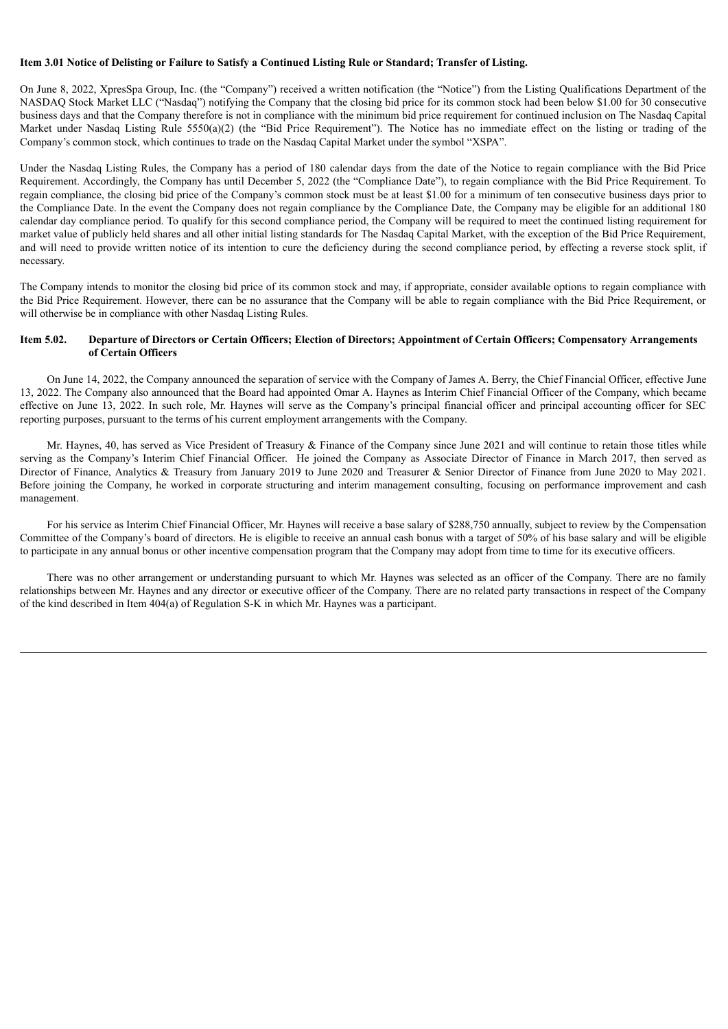**Item 3.01 Notice of Delisting or Failure to Satisfy a Continued Listing Rule or Standard; Transfer of Listing.**

On June 8, 2022, XpresSpa Group, Inc. (the "Company") received a written notification (the "Notice") from the Listing Qualifications Department of the NASDAQ Stock Market LLC ("Nasdaq") notifying the Company that the closing bid price for its common stock had been below $1.00 for 30 consecutive business days and that the Company therefore is not in compliance with the minimum bid price requirement for continued inclusion on The Nasdaq Capital Market under Nasdaq Listing Rule 5550(a)(2) (the "Bid Price Requirement"). The Notice has no immediate effect on the listing or trading of the Company's common stock, which continues to trade on the Nasdaq Capital Market under the symbol "XSPA".

Under the Nasdaq Listing Rules, the Company has a period of 180 calendar days from the date of the Notice to regain compliance with the Bid Price Requirement. Accordingly, the Company has until December 5, 2022 (the "Compliance Date"), to regain compliance with the Bid Price Requirement. To regain compliance, the closing bid price of the Company's common stock must be at least $1.00 for a minimum of ten consecutive business days prior to the Compliance Date. In the event the Company does not regain compliance by the Compliance Date, the Company may be eligible for an additional 180 calendar day compliance period. To qualify for this second compliance period, the Company will be required to meet the continued listing requirement for market value of publicly held shares and all other initial listing standards for The Nasdaq Capital Market, with the exception of the Bid Price Requirement, and will need to provide written notice of its intention to cure the deficiency during the second compliance period, by effecting a reverse stock split, if necessary.

The Company intends to monitor the closing bid price of its common stock and may, if appropriate, consider available options to regain compliance with the Bid Price Requirement. However, there can be no assurance that the Company will be able to regain compliance with the Bid Price Requirement, or will otherwise be in compliance with other Nasdaq Listing Rules.

**Item 5.02. Departure of Directors or Certain Officers; Election of Directors; Appointment of Certain Officers; Compensatory Arrangements of Certain Officers**

On June 14, 2022, the Company announced the separation of service with the Company of James A. Berry, the Chief Financial Officer, effective June 13, 2022. The Company also announced that the Board had appointed Omar A. Haynes as Interim Chief Financial Officer of the Company, which became effective on June 13, 2022. In such role, Mr. Haynes will serve as the Company's principal financial officer and principal accounting officer for SEC reporting purposes, pursuant to the terms of his current employment arrangements with the Company.

Mr. Haynes, 40, has served as Vice President of Treasury & Finance of the Company since June 2021 and will continue to retain those titles while serving as the Company's Interim Chief Financial Officer. He joined the Company as Associate Director of Finance in March 2017, then served as Director of Finance, Analytics & Treasury from January 2019 to June 2020 and Treasurer & Senior Director of Finance from June 2020 to May 2021. Before joining the Company, he worked in corporate structuring and interim management consulting, focusing on performance improvement and cash management.

For his service as Interim Chief Financial Officer, Mr. Haynes will receive a base salary of $288,750 annually, subject to review by the Compensation Committee of the Company's board of directors. He is eligible to receive an annual cash bonus with a target of 50% of his base salary and will be eligible to participate in any annual bonus or other incentive compensation program that the Company may adopt from time to time for its executive officers.

There was no other arrangement or understanding pursuant to which Mr. Haynes was selected as an officer of the Company. There are no family relationships between Mr. Haynes and any director or executive officer of the Company. There are no related party transactions in respect of the Company of the kind described in Item 404(a) of Regulation S-K in which Mr. Haynes was a participant.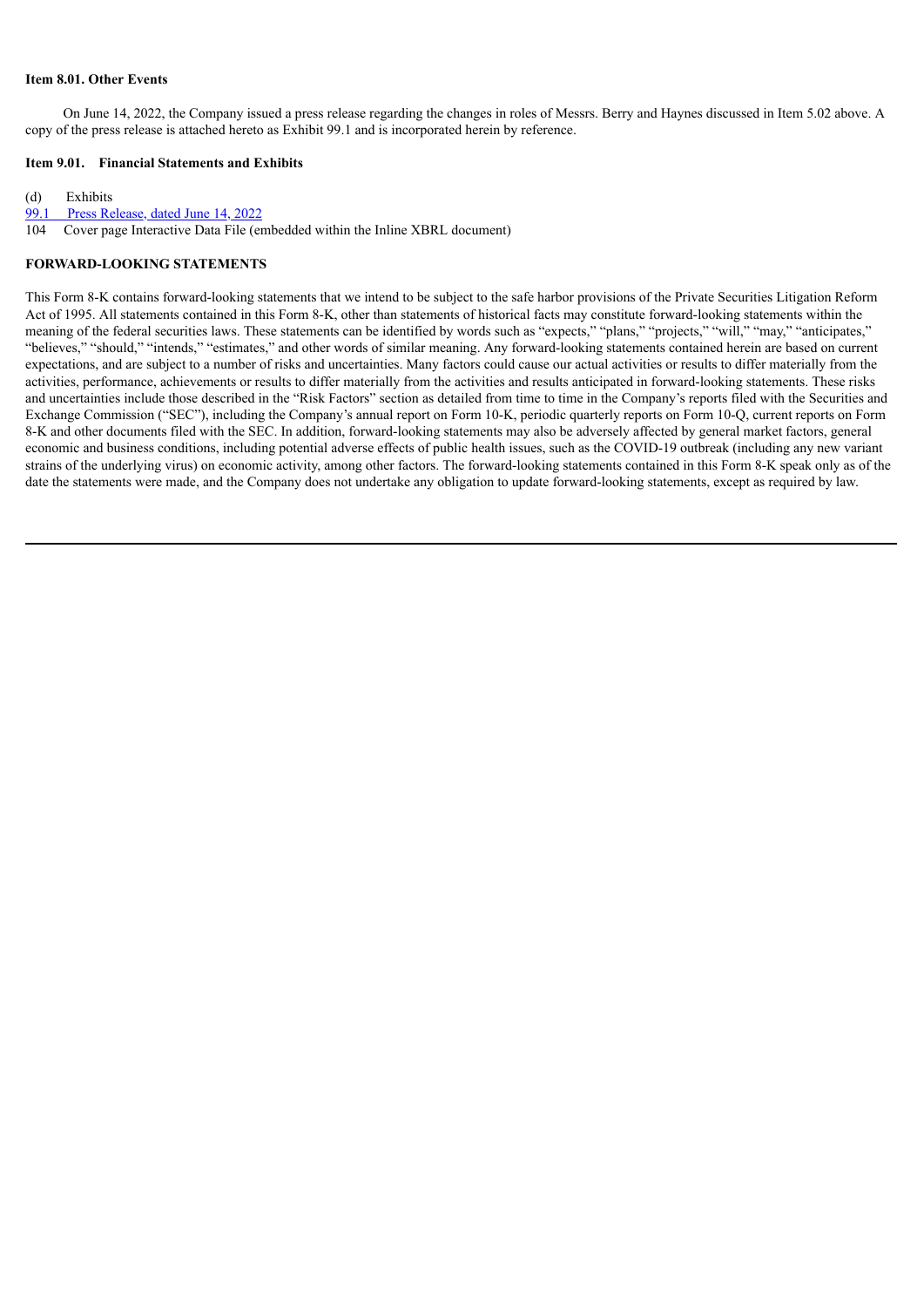**Item 8.01. Other Events**

On June 14, 2022, the Company issued a press release regarding the changes in roles of Messrs. Berry and Haynes discussed in Item 5.02 above. A copy of the press release is attached hereto as Exhibit 99.1 and is incorporated herein by reference.

**Item 9.01. Financial Statements and Exhibits**

(d) Exhibits

99.1 Press Release, dated June 14, 2022

104 Cover page Interactive Data File (embedded within the Inline XBRL document)

**FORWARD-LOOKING STATEMENTS**

This Form 8-K contains forward-looking statements that we intend to be subject to the safe harbor provisions of the Private Securities Litigation Reform Act of 1995. All statements contained in this Form 8-K, other than statements of historical facts may constitute forward-looking statements within the meaning of the federal securities laws. These statements can be identified by words such as "expects," "plans," "projects," "will," "may," "anticipates," "believes," "should," "intends," "estimates," and other words of similar meaning. Any forward-looking statements contained herein are based on current expectations, and are subject to a number of risks and uncertainties. Many factors could cause our actual activities or results to differ materially from the activities, performance, achievements or results to differ materially from the activities and results anticipated in forward-looking statements. These risks and uncertainties include those described in the "Risk Factors" section as detailed from time to time in the Company's reports filed with the Securities and Exchange Commission ("SEC"), including the Company's annual report on Form 10-K, periodic quarterly reports on Form 10-Q, current reports on Form 8-K and other documents filed with the SEC. In addition, forward-looking statements may also be adversely affected by general market factors, general economic and business conditions, including potential adverse effects of public health issues, such as the COVID-19 outbreak (including any new variant strains of the underlying virus) on economic activity, among other factors. The forward-looking statements contained in this Form 8-K speak only as of the date the statements were made, and the Company does not undertake any obligation to update forward-looking statements, except as required by law.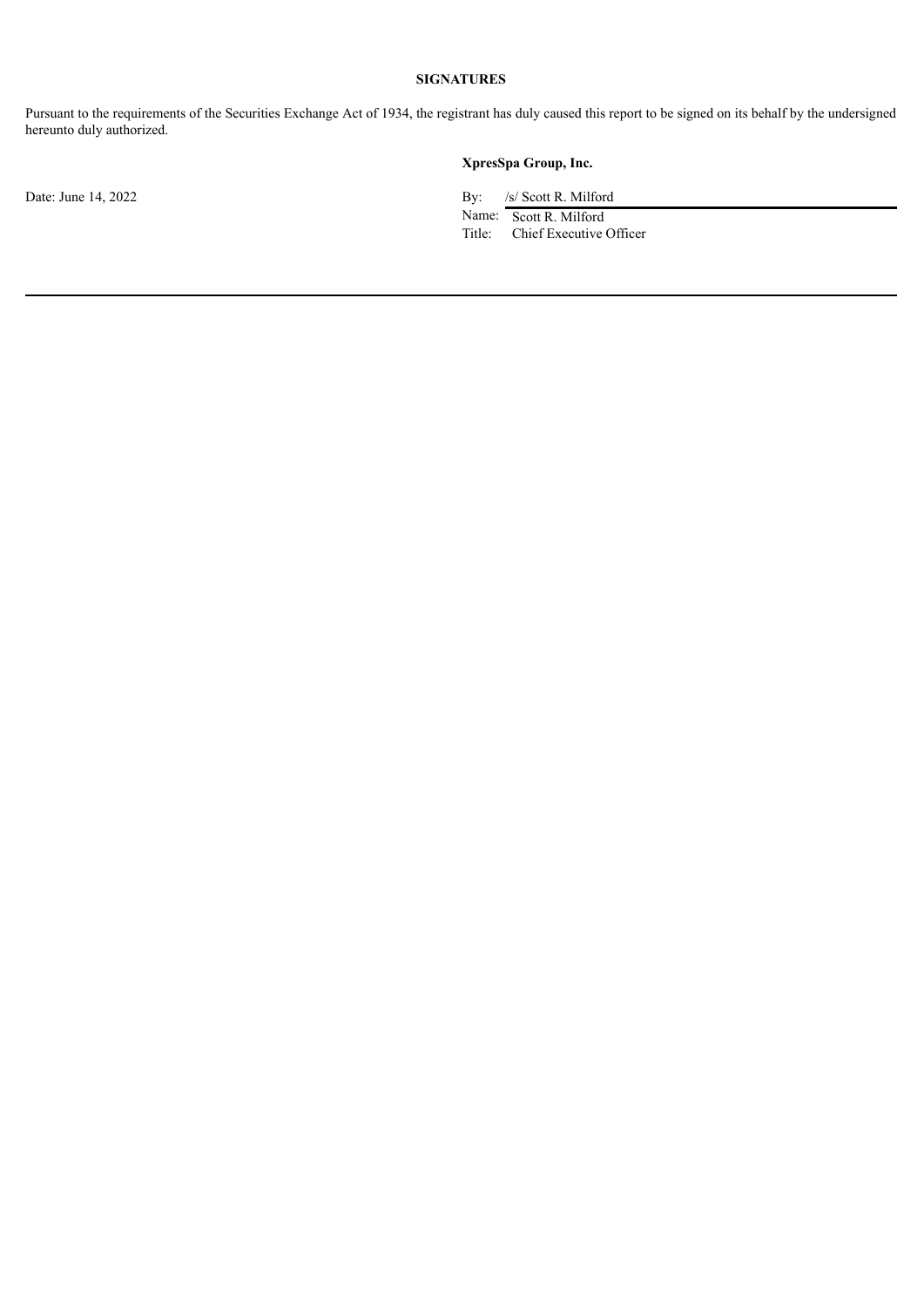**SIGNATURES**

Pursuant to the requirements of the Securities Exchange Act of 1934, the registrant has duly caused this report to be signed on its behalf by the undersigned hereunto duly authorized.

**XpresSpa Group, Inc.**

Date: June 14, 2022

By: /s/ Scott R. Milford
Name: Scott R. Milford
Title: Chief Executive Officer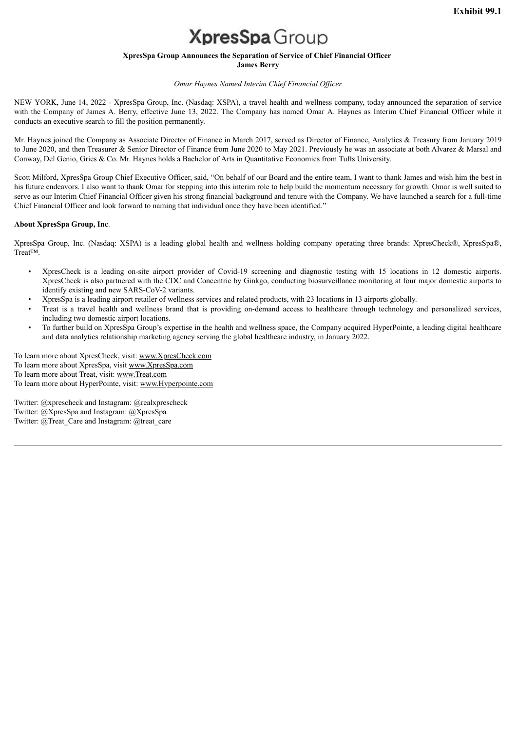**Exhibit 99.1**

XpresSpa Group

# XpresSpa Group Announces the Separation of Service of Chief Financial Officer James Berry

*Omar Haynes Named Interim Chief Financial Officer*

NEW YORK, June 14, 2022 - XpresSpa Group, Inc. (Nasdaq: XSPA), a travel health and wellness company, today announced the separation of service with the Company of James A. Berry, effective June 13, 2022. The Company has named Omar A. Haynes as Interim Chief Financial Officer while it conducts an executive search to fill the position permanently.

Mr. Haynes joined the Company as Associate Director of Finance in March 2017, served as Director of Finance, Analytics & Treasury from January 2019 to June 2020, and then Treasurer & Senior Director of Finance from June 2020 to May 2021. Previously he was an associate at both Alvarez & Marsal and Conway, Del Genio, Gries & Co. Mr. Haynes holds a Bachelor of Arts in Quantitative Economics from Tufts University.

Scott Milford, XpresSpa Group Chief Executive Officer, said, "On behalf of our Board and the entire team, I want to thank James and wish him the best in his future endeavors. I also want to thank Omar for stepping into this interim role to help build the momentum necessary for growth. Omar is well suited to serve as our Interim Chief Financial Officer given his strong financial background and tenure with the Company. We have launched a search for a full-time Chief Financial Officer and look forward to naming that individual once they have been identified."

**About XpresSpa Group, Inc**.

XpresSpa Group, Inc. (Nasdaq: XSPA) is a leading global health and wellness holding company operating three brands: XpresCheck®, XpresSpa®, Treat™.

- XpresCheck is a leading on-site airport provider of Covid-19 screening and diagnostic testing with 15 locations in 12 domestic airports. XpresCheck is also partnered with the CDC and Concentric by Ginkgo, conducting biosurveillance monitoring at four major domestic airports to identify existing and new SARS-CoV-2 variants.
- XpresSpa is a leading airport retailer of wellness services and related products, with 23 locations in 13 airports globally.
- Treat is a travel health and wellness brand that is providing on-demand access to healthcare through technology and personalized services, including two domestic airport locations.
- To further build on XpresSpa Group's expertise in the health and wellness space, the Company acquired HyperPointe, a leading digital healthcare and data analytics relationship marketing agency serving the global healthcare industry, in January 2022.

To learn more about XpresCheck, visit: www.XpresCheck.com
To learn more about XpresSpa, visit www.XpresSpa.com
To learn more about Treat, visit: www.Treat.com
To learn more about HyperPointe, visit: www.Hyperpointe.com

Twitter: @xprescheck and Instagram: @realxprescheck
Twitter: @XpresSpa and Instagram: @XpresSpa
Twitter: @Treat_Care and Instagram: @treat_care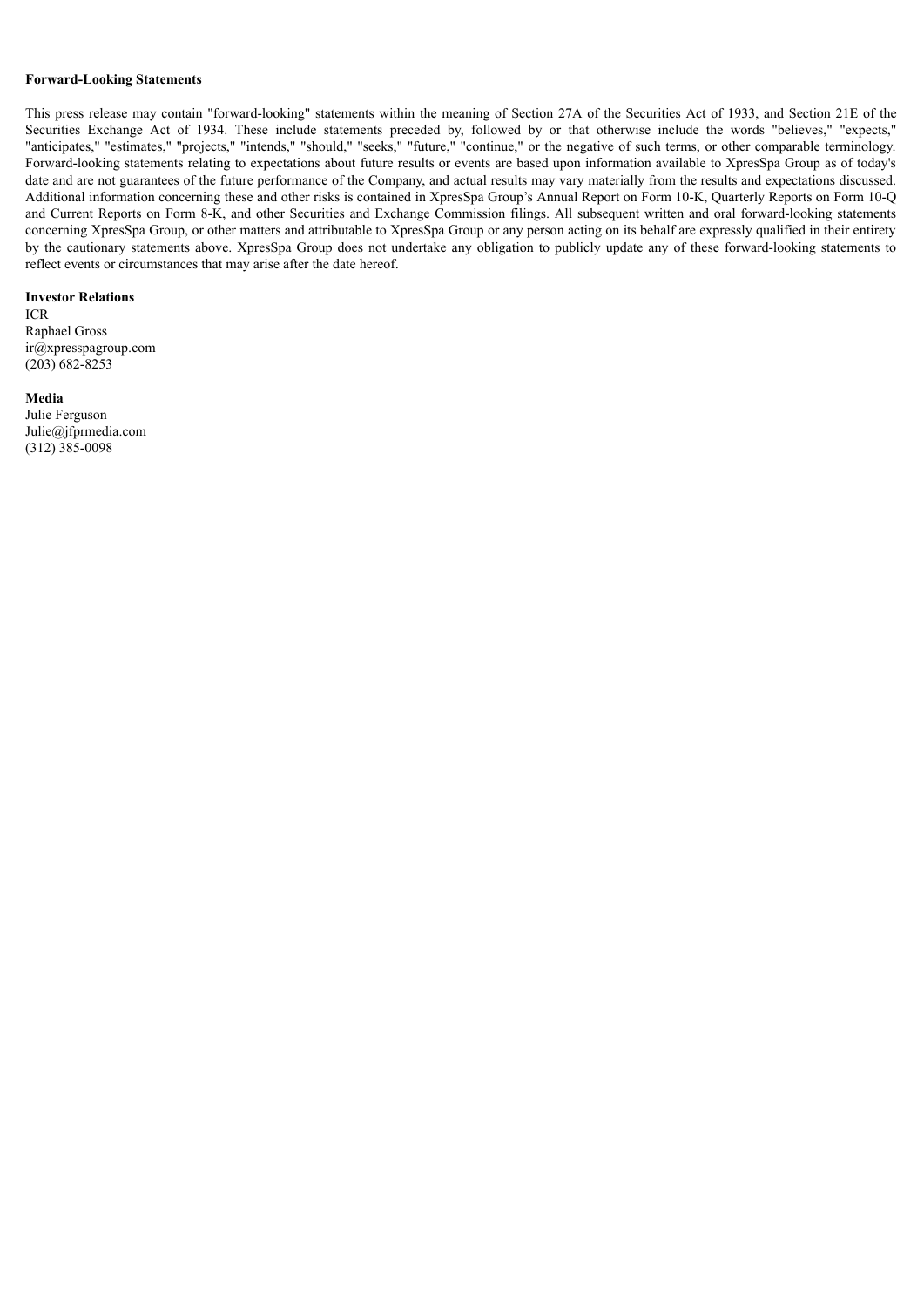**Forward-Looking Statements**

This press release may contain "forward-looking" statements within the meaning of Section 27A of the Securities Act of 1933, and Section 21E of the Securities Exchange Act of 1934. These include statements preceded by, followed by or that otherwise include the words "believes," "expects," "anticipates," "estimates," "projects," "intends," "should," "seeks," "future," "continue," or the negative of such terms, or other comparable terminology. Forward-looking statements relating to expectations about future results or events are based upon information available to XpresSpa Group as of today's date and are not guarantees of the future performance of the Company, and actual results may vary materially from the results and expectations discussed. Additional information concerning these and other risks is contained in XpresSpa Group's Annual Report on Form 10-K, Quarterly Reports on Form 10-Q and Current Reports on Form 8-K, and other Securities and Exchange Commission filings. All subsequent written and oral forward-looking statements concerning XpresSpa Group, or other matters and attributable to XpresSpa Group or any person acting on its behalf are expressly qualified in their entirety by the cautionary statements above. XpresSpa Group does not undertake any obligation to publicly update any of these forward-looking statements to reflect events or circumstances that may arise after the date hereof.

**Investor Relations**

ICR
Raphael Gross
ir@xpresspagroup.com
(203) 682-8253

**Media**

Julie Ferguson
Julie@jfprmedia.com
(312) 385-0098